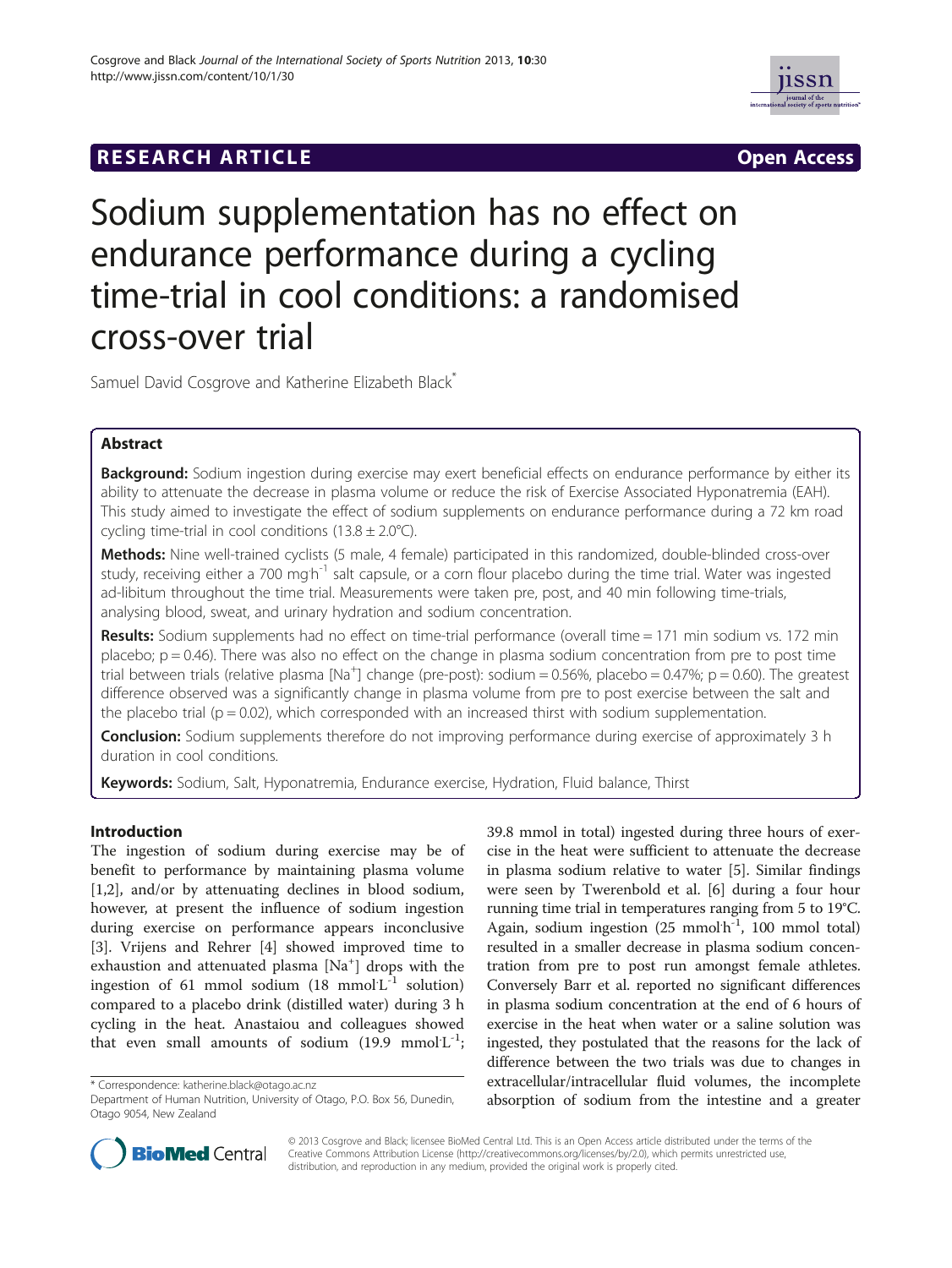**RESEARCH ARTICLE** **Open Access**

# Sodium supplementation has no effect on endurance performance during a cycling time-trial in cool conditions: a randomised cross-over trial

Samuel David Cosgrove and Katherine Elizabeth Black*

## Abstract

**Background:** Sodium ingestion during exercise may exert beneficial effects on endurance performance by either its ability to attenuate the decrease in plasma volume or reduce the risk of Exercise Associated Hyponatremia (EAH). This study aimed to investigate the effect of sodium supplements on endurance performance during a 72 km road cycling time-trial in cool conditions (13.8 ± 2.0°C).

**Methods:** Nine well-trained cyclists (5 male, 4 female) participated in this randomized, double-blinded cross-over study, receiving either a 700 $mg{\cdot}h^{-1}$ salt capsule, or a corn flour placebo during the time trial. Water was ingested ad-libitum throughout the time trial. Measurements were taken pre, post, and 40 min following time-trials, analysing blood, sweat, and urinary hydration and sodium concentration.

**Results:** Sodium supplements had no effect on time-trial performance (overall time = 171 min sodium vs. 172 min placebo; p = 0.46). There was also no effect on the change in plasma sodium concentration from pre to post time trial between trials (relative plasma [$Na^+$] change (pre-post): sodium = 0.56%, placebo = 0.47%; p = 0.60). The greatest difference observed was a significantly change in plasma volume from pre to post exercise between the salt and the placebo trial (p = 0.02), which corresponded with an increased thirst with sodium supplementation.

**Conclusion:** Sodium supplements therefore do not improving performance during exercise of approximately 3 h duration in cool conditions.

**Keywords:** Sodium, Salt, Hyponatremia, Endurance exercise, Hydration, Fluid balance, Thirst

## Introduction

The ingestion of sodium during exercise may be of benefit to performance by maintaining plasma volume [1,2], and/or by attenuating declines in blood sodium, however, at present the influence of sodium ingestion during exercise on performance appears inconclusive [3]. Vrijens and Rehrer [4] showed improved time to exhaustion and attenuated plasma [$Na^+$] drops with the ingestion of 61 mmol sodium (18 $mmol{\cdot}L^{-1}$ solution) compared to a placebo drink (distilled water) during 3 h cycling in the heat. Anastaiou and colleagues showed that even small amounts of sodium (19.9 $mmol{\cdot}L^{-1}$; 39.8 mmol in total) ingested during three hours of exercise in the heat were sufficient to attenuate the decrease in plasma sodium relative to water [5]. Similar findings were seen by Twerenbold et al. [6] during a four hour running time trial in temperatures ranging from 5 to 19°C. Again, sodium ingestion (25 $mmol{\cdot}h^{-1}$, 100 mmol total) resulted in a smaller decrease in plasma sodium concentration from pre to post run amongst female athletes. Conversely Barr et al. reported no significant differences in plasma sodium concentration at the end of 6 hours of exercise in the heat when water or a saline solution was ingested, they postulated that the reasons for the lack of difference between the two trials was due to changes in extracellular/intracellular fluid volumes, the incomplete absorption of sodium from the intestine and a greater

* Correspondence: katherine.black@otago.ac.nz
Department of Human Nutrition, University of Otago, P.O. Box 56, Dunedin, Otago 9054, New Zealand

© 2013 Cosgrove and Black; licensee BioMed Central Ltd. This is an Open Access article distributed under the terms of the Creative Commons Attribution License (http://creativecommons.org/licenses/by/2.0), which permits unrestricted use, distribution, and reproduction in any medium, provided the original work is properly cited.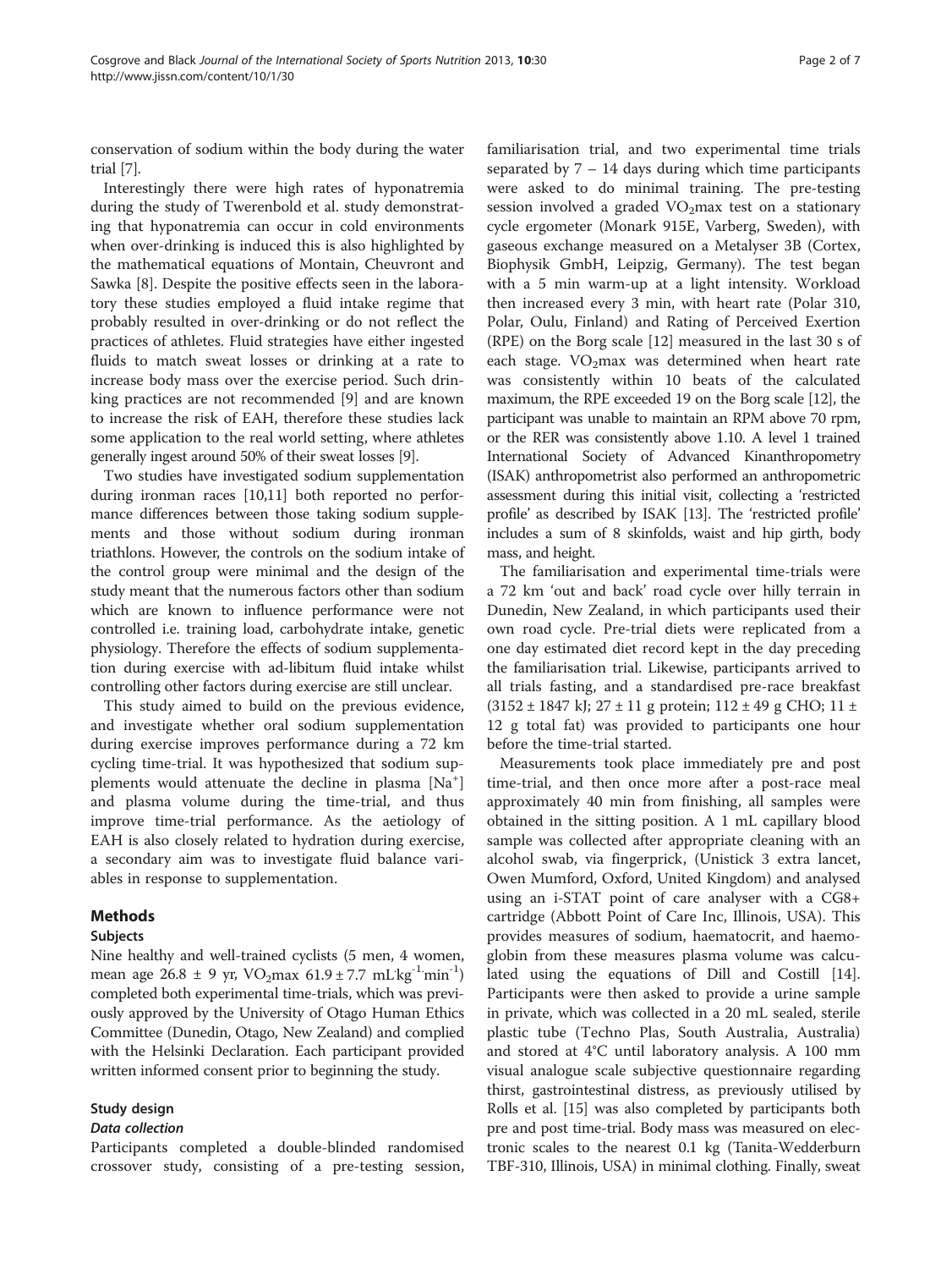conservation of sodium within the body during the water trial [7].

Interestingly there were high rates of hyponatremia during the study of Twerenbold et al. study demonstrating that hyponatremia can occur in cold environments when over-drinking is induced this is also highlighted by the mathematical equations of Montain, Cheuvront and Sawka [8]. Despite the positive effects seen in the laboratory these studies employed a fluid intake regime that probably resulted in over-drinking or do not reflect the practices of athletes. Fluid strategies have either ingested fluids to match sweat losses or drinking at a rate to increase body mass over the exercise period. Such drinking practices are not recommended [9] and are known to increase the risk of EAH, therefore these studies lack some application to the real world setting, where athletes generally ingest around 50% of their sweat losses [9].

Two studies have investigated sodium supplementation during ironman races [10,11] both reported no performance differences between those taking sodium supplements and those without sodium during ironman triathlons. However, the controls on the sodium intake of the control group were minimal and the design of the study meant that the numerous factors other than sodium which are known to influence performance were not controlled i.e. training load, carbohydrate intake, genetic physiology. Therefore the effects of sodium supplementation during exercise with ad-libitum fluid intake whilst controlling other factors during exercise are still unclear.

This study aimed to build on the previous evidence, and investigate whether oral sodium supplementation during exercise improves performance during a 72 km cycling time-trial. It was hypothesized that sodium supplements would attenuate the decline in plasma [$Na^+$] and plasma volume during the time-trial, and thus improve time-trial performance. As the aetiology of EAH is also closely related to hydration during exercise, a secondary aim was to investigate fluid balance variables in response to supplementation.

## Methods

### Subjects

Nine healthy and well-trained cyclists (5 men, 4 women, mean age 26.8 ± 9 yr, $VO_2$max 61.9 ± 7.7 mL·kg$^{-1}$·min$^{-1}$) completed both experimental time-trials, which was previously approved by the University of Otago Human Ethics Committee (Dunedin, Otago, New Zealand) and complied with the Helsinki Declaration. Each participant provided written informed consent prior to beginning the study.

### Study design

#### *Data collection*

Participants completed a double-blinded randomised crossover study, consisting of a pre-testing session, familiarisation trial, and two experimental time trials separated by 7 – 14 days during which time participants were asked to do minimal training. The pre-testing session involved a graded $VO_2$max test on a stationary cycle ergometer (Monark 915E, Varberg, Sweden), with gaseous exchange measured on a Metalyser 3B (Cortex, Biophysik GmbH, Leipzig, Germany). The test began with a 5 min warm-up at a light intensity. Workload then increased every 3 min, with heart rate (Polar 310, Polar, Oulu, Finland) and Rating of Perceived Exertion (RPE) on the Borg scale [12] measured in the last 30 s of each stage. $VO_2$max was determined when heart rate was consistently within 10 beats of the calculated maximum, the RPE exceeded 19 on the Borg scale [12], the participant was unable to maintain an RPM above 70 rpm, or the RER was consistently above 1.10. A level 1 trained International Society of Advanced Kinanthropometry (ISAK) anthropometrist also performed an anthropometric assessment during this initial visit, collecting a 'restricted profile' as described by ISAK [13]. The 'restricted profile' includes a sum of 8 skinfolds, waist and hip girth, body mass, and height.

The familiarisation and experimental time-trials were a 72 km 'out and back' road cycle over hilly terrain in Dunedin, New Zealand, in which participants used their own road cycle. Pre-trial diets were replicated from a one day estimated diet record kept in the day preceding the familiarisation trial. Likewise, participants arrived to all trials fasting, and a standardised pre-race breakfast (3152 ± 1847 kJ; 27 ± 11 g protein; 112 ± 49 g CHO; 11 ± 12 g total fat) was provided to participants one hour before the time-trial started.

Measurements took place immediately pre and post time-trial, and then once more after a post-race meal approximately 40 min from finishing, all samples were obtained in the sitting position. A 1 mL capillary blood sample was collected after appropriate cleaning with an alcohol swab, via fingerprick, (Unistick 3 extra lancet, Owen Mumford, Oxford, United Kingdom) and analysed using an i-STAT point of care analyser with a CG8+ cartridge (Abbott Point of Care Inc, Illinois, USA). This provides measures of sodium, haematocrit, and haemoglobin from these measures plasma volume was calculated using the equations of Dill and Costill [14]. Participants were then asked to provide a urine sample in private, which was collected in a 20 mL sealed, sterile plastic tube (Techno Plas, South Australia, Australia) and stored at 4°C until laboratory analysis. A 100 mm visual analogue scale subjective questionnaire regarding thirst, gastrointestinal distress, as previously utilised by Rolls et al. [15] was also completed by participants both pre and post time-trial. Body mass was measured on electronic scales to the nearest 0.1 kg (Tanita-Wedderburn TBF-310, Illinois, USA) in minimal clothing. Finally, sweat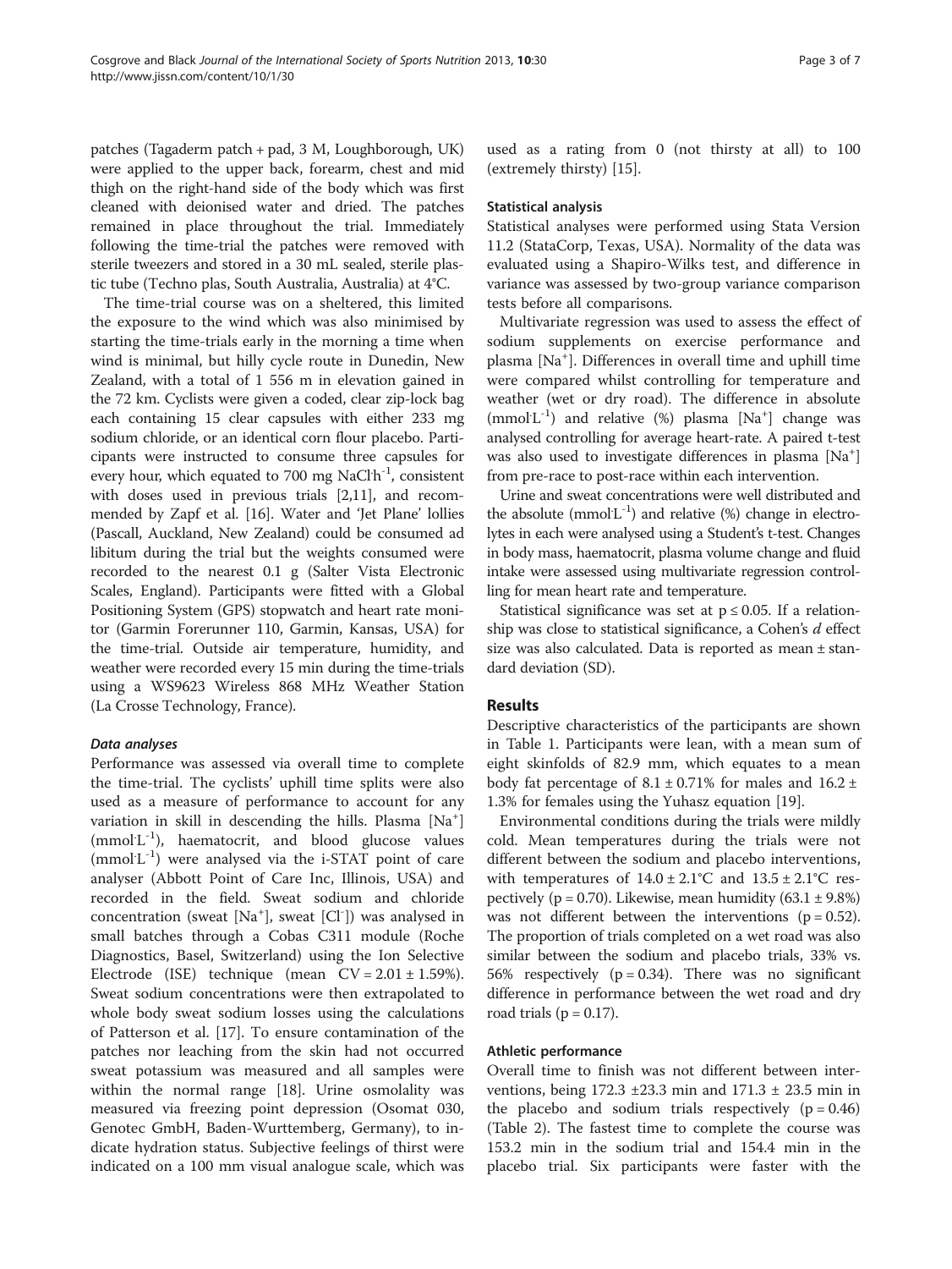patches (Tagaderm patch + pad, 3 M, Loughborough, UK) were applied to the upper back, forearm, chest and mid thigh on the right-hand side of the body which was first cleaned with deionised water and dried. The patches remained in place throughout the trial. Immediately following the time-trial the patches were removed with sterile tweezers and stored in a 30 mL sealed, sterile plastic tube (Techno plas, South Australia, Australia) at 4°C.

The time-trial course was on a sheltered, this limited the exposure to the wind which was also minimised by starting the time-trials early in the morning a time when wind is minimal, but hilly cycle route in Dunedin, New Zealand, with a total of 1 556 m in elevation gained in the 72 km. Cyclists were given a coded, clear zip-lock bag each containing 15 clear capsules with either 233 mg sodium chloride, or an identical corn flour placebo. Participants were instructed to consume three capsules for every hour, which equated to 700 mg $NaCl{\cdot}h^{-1}$, consistent with doses used in previous trials [2,11], and recommended by Zapf et al. [16]. Water and 'Jet Plane' lollies (Pascall, Auckland, New Zealand) could be consumed ad libitum during the trial but the weights consumed were recorded to the nearest 0.1 g (Salter Vista Electronic Scales, England). Participants were fitted with a Global Positioning System (GPS) stopwatch and heart rate monitor (Garmin Forerunner 110, Garmin, Kansas, USA) for the time-trial. Outside air temperature, humidity, and weather were recorded every 15 min during the time-trials using a WS9623 Wireless 868 MHz Weather Station (La Crosse Technology, France).

#### *Data analyses*

Performance was assessed via overall time to complete the time-trial. The cyclists' uphill time splits were also used as a measure of performance to account for any variation in skill in descending the hills. Plasma $[Na^+]$ ($mmol{\cdot}L^{-1}$), haematocrit, and blood glucose values ($mmol{\cdot}L^{-1}$) were analysed via the i-STAT point of care analyser (Abbott Point of Care Inc, Illinois, USA) and recorded in the field. Sweat sodium and chloride concentration (sweat $[Na^+]$, sweat $[Cl^-]$) was analysed in small batches through a Cobas C311 module (Roche Diagnostics, Basel, Switzerland) using the Ion Selective Electrode (ISE) technique (mean CV = 2.01 ± 1.59%). Sweat sodium concentrations were then extrapolated to whole body sweat sodium losses using the calculations of Patterson et al. [17]. To ensure contamination of the patches nor leaching from the skin had not occurred sweat potassium was measured and all samples were within the normal range [18]. Urine osmolality was measured via freezing point depression (Osomat 030, Genotec GmbH, Baden-Wurttemberg, Germany), to indicate hydration status. Subjective feelings of thirst were indicated on a 100 mm visual analogue scale, which was used as a rating from 0 (not thirsty at all) to 100 (extremely thirsty) [15].

### Statistical analysis

Statistical analyses were performed using Stata Version 11.2 (StataCorp, Texas, USA). Normality of the data was evaluated using a Shapiro-Wilks test, and difference in variance was assessed by two-group variance comparison tests before all comparisons.

Multivariate regression was used to assess the effect of sodium supplements on exercise performance and plasma $[Na^+]$. Differences in overall time and uphill time were compared whilst controlling for temperature and weather (wet or dry road). The difference in absolute ($mmol{\cdot}L^{-1}$) and relative (%) plasma $[Na^+]$ change was analysed controlling for average heart-rate. A paired t-test was also used to investigate differences in plasma $[Na^+]$ from pre-race to post-race within each intervention.

Urine and sweat concentrations were well distributed and the absolute ($mmol{\cdot}L^{-1}$) and relative (%) change in electrolytes in each were analysed using a Student's t-test. Changes in body mass, haematocrit, plasma volume change and fluid intake were assessed using multivariate regression controlling for mean heart rate and temperature.

Statistical significance was set at $p \leq 0.05$. If a relationship was close to statistical significance, a Cohen's $d$ effect size was also calculated. Data is reported as mean ± standard deviation (SD).

## Results

Descriptive characteristics of the participants are shown in Table 1. Participants were lean, with a mean sum of eight skinfolds of 82.9 mm, which equates to a mean body fat percentage of 8.1 ± 0.71% for males and 16.2 ± 1.3% for females using the Yuhasz equation [19].

Environmental conditions during the trials were mildly cold. Mean temperatures during the trials were not different between the sodium and placebo interventions, with temperatures of 14.0 ± 2.1°C and 13.5 ± 2.1°C respectively ($p = 0.70$). Likewise, mean humidity (63.1 ± 9.8%) was not different between the interventions ($p = 0.52$). The proportion of trials completed on a wet road was also similar between the sodium and placebo trials, 33% vs. 56% respectively ($p = 0.34$). There was no significant difference in performance between the wet road and dry road trials ($p = 0.17$).

### Athletic performance

Overall time to finish was not different between interventions, being 172.3 ±23.3 min and 171.3 ± 23.5 min in the placebo and sodium trials respectively ($p = 0.46$) (Table 2). The fastest time to complete the course was 153.2 min in the sodium trial and 154.4 min in the placebo trial. Six participants were faster with the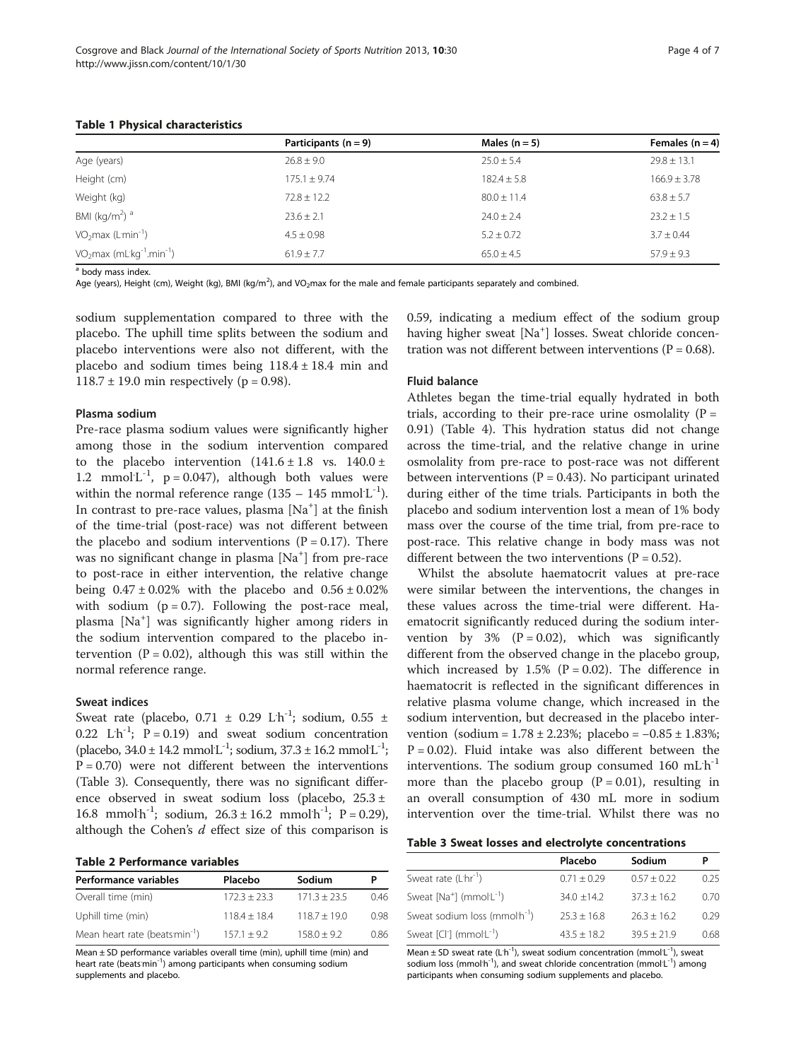**Table 1 Physical characteristics**

| | Participants (n = 9) | Males (n = 5) | Females (n = 4) |
|---|---|---|---|
| Age (years) | 26.8 ± 9.0 | 25.0 ± 5.4 | 29.8 ± 13.1 |
| Height (cm) | 175.1 ± 9.74 | 182.4 ± 5.8 | 166.9 ± 3.78 |
| Weight (kg) | 72.8 ± 12.2 | 80.0 ± 11.4 | 63.8 ± 5.7 |
| BMI ($kg/m^2$) [a] | 23.6 ± 2.1 | 24.0 ± 2.4 | 23.2 ± 1.5 |
| $VO_2max$ ($L{\cdot}min^{-1}$) | 4.5 ± 0.98 | 5.2 ± 0.72 | 3.7 ± 0.44 |
| $VO_2max$ ($mL{\cdot}kg^{-1}.min^{-1}$) | 61.9 ± 7.7 | 65.0 ± 4.5 | 57.9 ± 9.3 |

[a] body mass index.

Age (years), Height (cm), Weight (kg), BMI ($kg/m^2$), and $VO_2max$ for the male and female participants separately and combined.

sodium supplementation compared to three with the placebo. The uphill time splits between the sodium and placebo interventions were also not different, with the placebo and sodium times being 118.4 ± 18.4 min and 118.7 ± 19.0 min respectively (p = 0.98).

#### Plasma sodium

Pre-race plasma sodium values were significantly higher among those in the sodium intervention compared to the placebo intervention (141.6 ± 1.8 vs. 140.0 ± 1.2 $mmol{\cdot}L^{-1}$, p = 0.047), although both values were within the normal reference range (135 – 145 $mmol{\cdot}L^{-1}$). In contrast to pre-race values, plasma [$Na^+$] at the finish of the time-trial (post-race) was not different between the placebo and sodium interventions (P = 0.17). There was no significant change in plasma [$Na^+$] from pre-race to post-race in either intervention, the relative change being 0.47 ± 0.02% with the placebo and 0.56 ± 0.02% with sodium (p = 0.7). Following the post-race meal, plasma [$Na^+$] was significantly higher among riders in the sodium intervention compared to the placebo intervention (P = 0.02), although this was still within the normal reference range.

#### Sweat indices

Sweat rate (placebo, 0.71 ± 0.29 $L{\cdot}h^{-1}$; sodium, 0.55 ± 0.22 $L{\cdot}h^{-1}$; P = 0.19) and sweat sodium concentration (placebo, 34.0 ± 14.2 $mmol{\cdot}L^{-1}$; sodium, 37.3 ± 16.2 $mmol{\cdot}L^{-1}$; P = 0.70) were not different between the interventions (Table 3). Consequently, there was no significant difference observed in sweat sodium loss (placebo, 25.3 ± 16.8 $mmol{\cdot}h^{-1}$; sodium, 26.3 ± 16.2 $mmol{\cdot}h^{-1}$; P = 0.29), although the Cohen's *d* effect size of this comparison is 0.59, indicating a medium effect of the sodium group having higher sweat [$Na^+$] losses. Sweat chloride concentration was not different between interventions (P = 0.68).

**Table 2 Performance variables**

| Performance variables | Placebo | Sodium | P |
|---|---|---|---|
| Overall time (min) | 172.3 ± 23.3 | 171.3 ± 23.5 | 0.46 |
| Uphill time (min) | 118.4 ± 18.4 | 118.7 ± 19.0 | 0.98 |
| Mean heart rate ($beats{\cdot}min^{-1}$) | 157.1 ± 9.2 | 158.0 ± 9.2 | 0.86 |

Mean ± SD performance variables overall time (min), uphill time (min) and heart rate ($beats{\cdot}min^{-1}$) among participants when consuming sodium supplements and placebo.

#### Fluid balance

Athletes began the time-trial equally hydrated in both trials, according to their pre-race urine osmolality (P = 0.91) (Table 4). This hydration status did not change across the time-trial, and the relative change in urine osmolality from pre-race to post-race was not different between interventions (P = 0.43). No participant urinated during either of the time trials. Participants in both the placebo and sodium intervention lost a mean of 1% body mass over the course of the time trial, from pre-race to post-race. This relative change in body mass was not different between the two interventions (P = 0.52).

Whilst the absolute haematocrit values at pre-race were similar between the interventions, the changes in these values across the time-trial were different. Haematocrit significantly reduced during the sodium intervention by 3% (P = 0.02), which was significantly different from the observed change in the placebo group, which increased by 1.5% (P = 0.02). The difference in haematocrit is reflected in the significant differences in relative plasma volume change, which increased in the sodium intervention, but decreased in the placebo intervention (sodium = 1.78 ± 2.23%; placebo = −0.85 ± 1.83%; P = 0.02). Fluid intake was also different between the interventions. The sodium group consumed 160 $mL{\cdot}h^{-1}$ more than the placebo group (P = 0.01), resulting in an overall consumption of 430 mL more in sodium intervention over the time-trial. Whilst there was no

**Table 3 Sweat losses and electrolyte concentrations**

| | Placebo | Sodium | P |
|---|---|---|---|
| Sweat rate ($L{\cdot}hr^{-1}$) | 0.71 ± 0.29 | 0.57 ± 0.22 | 0.25 |
| Sweat [$Na^+$] ($mmol{\cdot}L^{-1}$) | 34.0 ±14.2 | 37.3 ± 16.2 | 0.70 |
| Sweat sodium loss ($mmol{\cdot}h^{-1}$) | 25.3 ± 16.8 | 26.3 ± 16.2 | 0.29 |
| Sweat [$Cl^-$] ($mmol{\cdot}L^{-1}$) | 43.5 ± 18.2 | 39.5 ± 21.9 | 0.68 |

Mean ± SD sweat rate ($L{\cdot}h^{-1}$), sweat sodium concentration ($mmol{\cdot}L^{-1}$), sweat sodium loss ($mmol{\cdot}h^{-1}$), and sweat chloride concentration ($mmol{\cdot}L^{-1}$) among participants when consuming sodium supplements and placebo.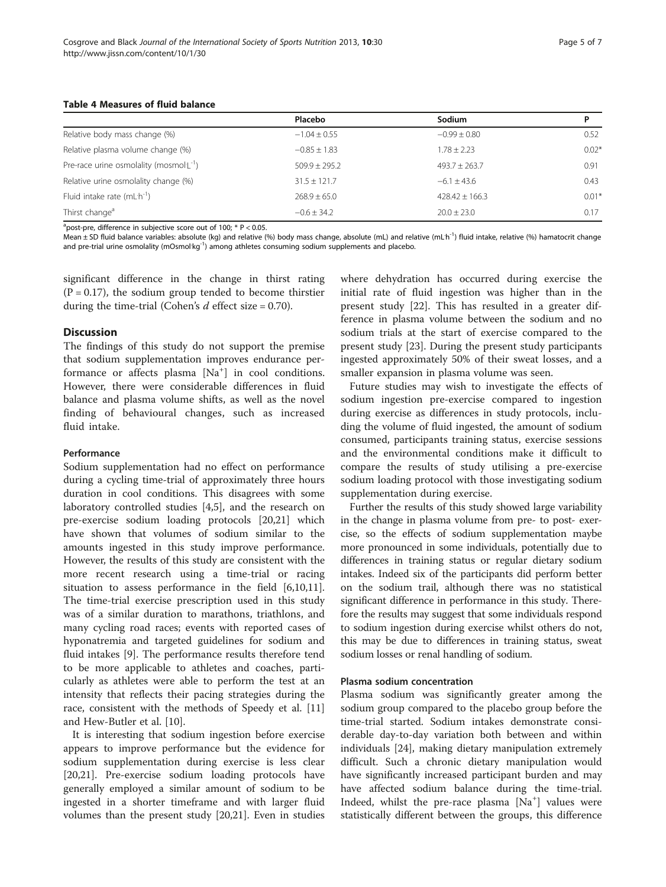**Table 4 Measures of fluid balance**

| | Placebo | Sodium | P |
|---|---|---|---|
| Relative body mass change (%) | −1.04 ± 0.55 | −0.99 ± 0.80 | 0.52 |
| Relative plasma volume change (%) | −0.85 ± 1.83 | 1.78 ± 2.23 | 0.02* |
| Pre-race urine osmolality (mosmol·L$^{-1}$) | 509.9 ± 295.2 | 493.7 ± 263.7 | 0.91 |
| Relative urine osmolality change (%) | 31.5 ± 121.7 | −6.1 ± 43.6 | 0.43 |
| Fluid intake rate (mL·h$^{-1}$) | 268.9 ± 65.0 | 428.42 ± 166.3 | 0.01* |
| Thirst change[a] | −0.6 ± 34.2 | 20.0 ± 23.0 | 0.17 |

[a]post-pre, difference in subjective score out of 100; * $P < 0.05$.

Mean ± SD fluid balance variables: absolute (kg) and relative (%) body mass change, absolute (mL) and relative (mL·h$^{-1}$) fluid intake, relative (%) hamatocrit change and pre-trial urine osmolality (mOsmol·kg$^{-1}$) among athletes consuming sodium supplements and placebo.

significant difference in the change in thirst rating ($P = 0.17$), the sodium group tended to become thirstier during the time-trial (Cohen's $d$ effect size = 0.70).

## Discussion

The findings of this study do not support the premise that sodium supplementation improves endurance performance or affects plasma [$Na^+$] in cool conditions. However, there were considerable differences in fluid balance and plasma volume shifts, as well as the novel finding of behavioural changes, such as increased fluid intake.

### Performance

Sodium supplementation had no effect on performance during a cycling time-trial of approximately three hours duration in cool conditions. This disagrees with some laboratory controlled studies [4,5], and the research on pre-exercise sodium loading protocols [20,21] which have shown that volumes of sodium similar to the amounts ingested in this study improve performance. However, the results of this study are consistent with the more recent research using a time-trial or racing situation to assess performance in the field [6,10,11]. The time-trial exercise prescription used in this study was of a similar duration to marathons, triathlons, and many cycling road races; events with reported cases of hyponatremia and targeted guidelines for sodium and fluid intakes [9]. The performance results therefore tend to be more applicable to athletes and coaches, particularly as athletes were able to perform the test at an intensity that reflects their pacing strategies during the race, consistent with the methods of Speedy et al. [11] and Hew-Butler et al. [10].

It is interesting that sodium ingestion before exercise appears to improve performance but the evidence for sodium supplementation during exercise is less clear [20,21]. Pre-exercise sodium loading protocols have generally employed a similar amount of sodium to be ingested in a shorter timeframe and with larger fluid volumes than the present study [20,21]. Even in studies where dehydration has occurred during exercise the initial rate of fluid ingestion was higher than in the present study [22]. This has resulted in a greater difference in plasma volume between the sodium and no sodium trials at the start of exercise compared to the present study [23]. During the present study participants ingested approximately 50% of their sweat losses, and a smaller expansion in plasma volume was seen.

Future studies may wish to investigate the effects of sodium ingestion pre-exercise compared to ingestion during exercise as differences in study protocols, including the volume of fluid ingested, the amount of sodium consumed, participants training status, exercise sessions and the environmental conditions make it difficult to compare the results of study utilising a pre-exercise sodium loading protocol with those investigating sodium supplementation during exercise.

Further the results of this study showed large variability in the change in plasma volume from pre- to post- exercise, so the effects of sodium supplementation maybe more pronounced in some individuals, potentially due to differences in training status or regular dietary sodium intakes. Indeed six of the participants did perform better on the sodium trail, although there was no statistical significant difference in performance in this study. Therefore the results may suggest that some individuals respond to sodium ingestion during exercise whilst others do not, this may be due to differences in training status, sweat sodium losses or renal handling of sodium.

### Plasma sodium concentration

Plasma sodium was significantly greater among the sodium group compared to the placebo group before the time-trial started. Sodium intakes demonstrate considerable day-to-day variation both between and within individuals [24], making dietary manipulation extremely difficult. Such a chronic dietary manipulation would have significantly increased participant burden and may have affected sodium balance during the time-trial. Indeed, whilst the pre-race plasma [$Na^+$] values were statistically different between the groups, this difference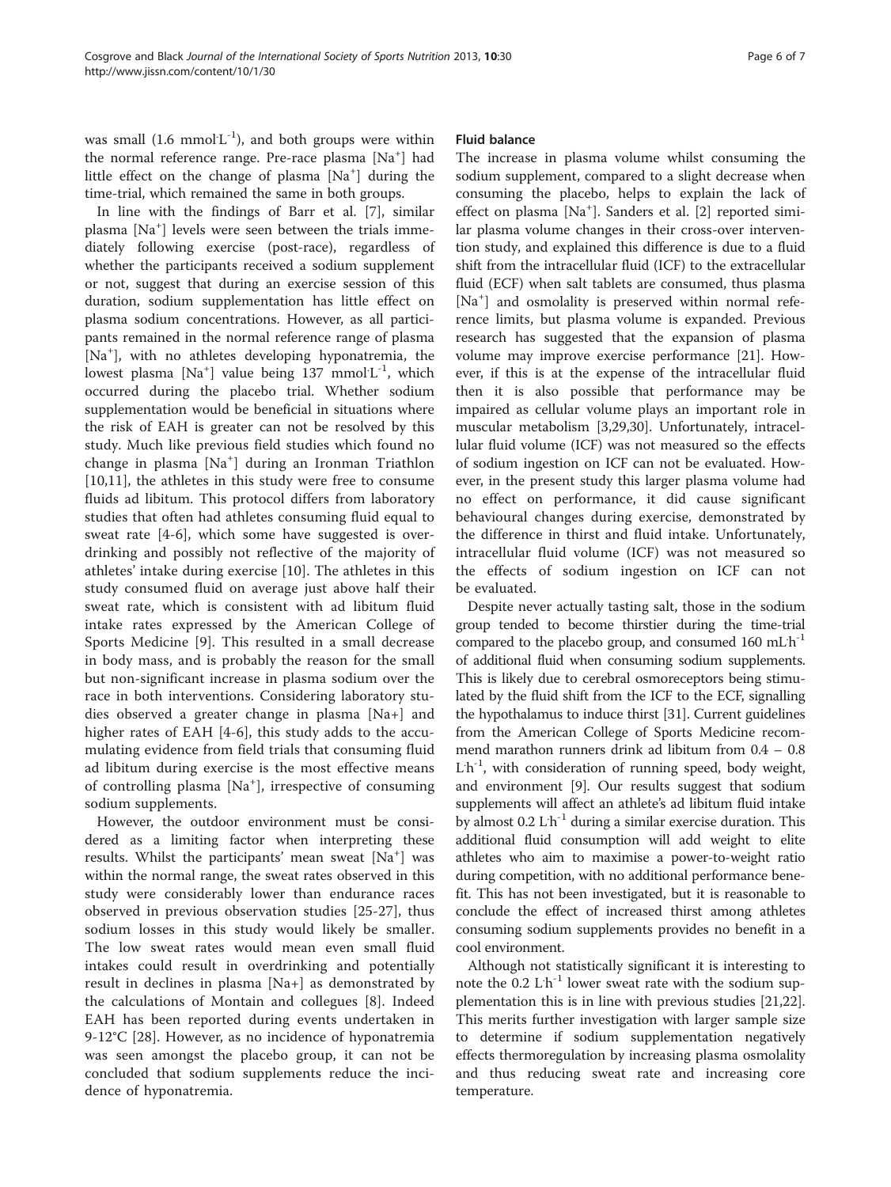was small (1.6 $mmol \cdot L^{-1}$), and both groups were within the normal reference range. Pre-race plasma [$Na^+$] had little effect on the change of plasma [$Na^+$] during the time-trial, which remained the same in both groups.

In line with the findings of Barr et al. [7], similar plasma [$Na^+$] levels were seen between the trials immediately following exercise (post-race), regardless of whether the participants received a sodium supplement or not, suggest that during an exercise session of this duration, sodium supplementation has little effect on plasma sodium concentrations. However, as all participants remained in the normal reference range of plasma [$Na^+$], with no athletes developing hyponatremia, the lowest plasma [$Na^+$] value being 137 $mmol \cdot L^{-1}$, which occurred during the placebo trial. Whether sodium supplementation would be beneficial in situations where the risk of EAH is greater can not be resolved by this study. Much like previous field studies which found no change in plasma [$Na^+$] during an Ironman Triathlon [10,11], the athletes in this study were free to consume fluids ad libitum. This protocol differs from laboratory studies that often had athletes consuming fluid equal to sweat rate [4-6], which some have suggested is overdrinking and possibly not reflective of the majority of athletes' intake during exercise [10]. The athletes in this study consumed fluid on average just above half their sweat rate, which is consistent with ad libitum fluid intake rates expressed by the American College of Sports Medicine [9]. This resulted in a small decrease in body mass, and is probably the reason for the small but non-significant increase in plasma sodium over the race in both interventions. Considering laboratory studies observed a greater change in plasma [Na+] and higher rates of EAH [4-6], this study adds to the accumulating evidence from field trials that consuming fluid ad libitum during exercise is the most effective means of controlling plasma [$Na^+$], irrespective of consuming sodium supplements.

However, the outdoor environment must be considered as a limiting factor when interpreting these results. Whilst the participants' mean sweat [$Na^+$] was within the normal range, the sweat rates observed in this study were considerably lower than endurance races observed in previous observation studies [25-27], thus sodium losses in this study would likely be smaller. The low sweat rates would mean even small fluid intakes could result in overdrinking and potentially result in declines in plasma [Na+] as demonstrated by the calculations of Montain and collegues [8]. Indeed EAH has been reported during events undertaken in 9-12°C [28]. However, as no incidence of hyponatremia was seen amongst the placebo group, it can not be concluded that sodium supplements reduce the incidence of hyponatremia.

## Fluid balance

The increase in plasma volume whilst consuming the sodium supplement, compared to a slight decrease when consuming the placebo, helps to explain the lack of effect on plasma [$Na^+$]. Sanders et al. [2] reported similar plasma volume changes in their cross-over intervention study, and explained this difference is due to a fluid shift from the intracellular fluid (ICF) to the extracellular fluid (ECF) when salt tablets are consumed, thus plasma [$Na^+$] and osmolality is preserved within normal reference limits, but plasma volume is expanded. Previous research has suggested that the expansion of plasma volume may improve exercise performance [21]. However, if this is at the expense of the intracellular fluid then it is also possible that performance may be impaired as cellular volume plays an important role in muscular metabolism [3,29,30]. Unfortunately, intracellular fluid volume (ICF) was not measured so the effects of sodium ingestion on ICF can not be evaluated. However, in the present study this larger plasma volume had no effect on performance, it did cause significant behavioural changes during exercise, demonstrated by the difference in thirst and fluid intake. Unfortunately, intracellular fluid volume (ICF) was not measured so the effects of sodium ingestion on ICF can not be evaluated.

Despite never actually tasting salt, those in the sodium group tended to become thirstier during the time-trial compared to the placebo group, and consumed 160 $mL \cdot h^{-1}$ of additional fluid when consuming sodium supplements. This is likely due to cerebral osmoreceptors being stimulated by the fluid shift from the ICF to the ECF, signalling the hypothalamus to induce thirst [31]. Current guidelines from the American College of Sports Medicine recommend marathon runners drink ad libitum from 0.4 – 0.8 $L \cdot h^{-1}$, with consideration of running speed, body weight, and environment [9]. Our results suggest that sodium supplements will affect an athlete's ad libitum fluid intake by almost 0.2 $L \cdot h^{-1}$ during a similar exercise duration. This additional fluid consumption will add weight to elite athletes who aim to maximise a power-to-weight ratio during competition, with no additional performance benefit. This has not been investigated, but it is reasonable to conclude the effect of increased thirst among athletes consuming sodium supplements provides no benefit in a cool environment.

Although not statistically significant it is interesting to note the 0.2 $L \cdot h^{-1}$ lower sweat rate with the sodium supplementation this is in line with previous studies [21,22]. This merits further investigation with larger sample size to determine if sodium supplementation negatively effects thermoregulation by increasing plasma osmolality and thus reducing sweat rate and increasing core temperature.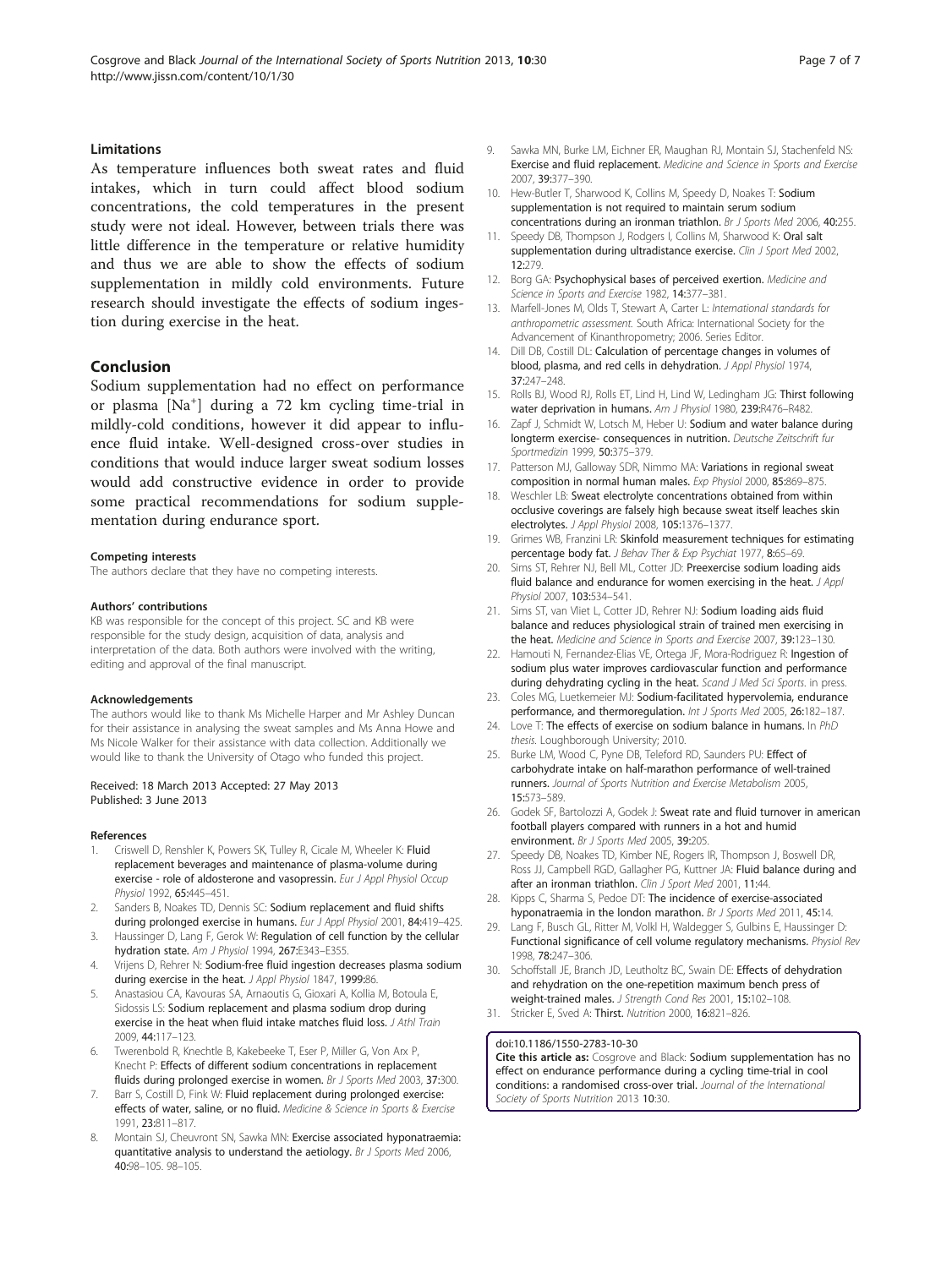## Limitations

As temperature influences both sweat rates and fluid intakes, which in turn could affect blood sodium concentrations, the cold temperatures in the present study were not ideal. However, between trials there was little difference in the temperature or relative humidity and thus we are able to show the effects of sodium supplementation in mildly cold environments. Future research should investigate the effects of sodium ingestion during exercise in the heat.

## Conclusion

Sodium supplementation had no effect on performance or plasma [$Na^+$] during a 72 km cycling time-trial in mildly-cold conditions, however it did appear to influence fluid intake. Well-designed cross-over studies in conditions that would induce larger sweat sodium losses would add constructive evidence in order to provide some practical recommendations for sodium supplementation during endurance sport.

#### Competing interests

The authors declare that they have no competing interests.

#### Authors' contributions

KB was responsible for the concept of this project. SC and KB were responsible for the study design, acquisition of data, analysis and interpretation of the data. Both authors were involved with the writing, editing and approval of the final manuscript.

#### Acknowledgements

The authors would like to thank Ms Michelle Harper and Mr Ashley Duncan for their assistance in analysing the sweat samples and Ms Anna Howe and Ms Nicole Walker for their assistance with data collection. Additionally we would like to thank the University of Otago who funded this project.

Received: 18 March 2013 Accepted: 27 May 2013
Published: 3 June 2013

#### References

1. Criswell D, Renshler K, Powers SK, Tulley R, Cicale M, Wheeler K: **Fluid replacement beverages and maintenance of plasma-volume during exercise - role of aldosterone and vasopressin.** *Eur J Appl Physiol Occup Physiol* 1992, **65:**445–451.
2. Sanders B, Noakes TD, Dennis SC: **Sodium replacement and fluid shifts during prolonged exercise in humans.** *Eur J Appl Physiol* 2001, **84:**419–425.
3. Haussinger D, Lang F, Gerok W: **Regulation of cell function by the cellular hydration state.** *Am J Physiol* 1994, **267:**E343–E355.
4. Vrijens D, Rehrer N: **Sodium-free fluid ingestion decreases plasma sodium during exercise in the heat.** *J Appl Physiol* 1847, **1999:**86.
5. Anastasiou CA, Kavouras SA, Arnaoutis G, Gioxari A, Kollia M, Botoula E, Sidossis LS: **Sodium replacement and plasma sodium drop during exercise in the heat when fluid intake matches fluid loss.** *J Athl Train* 2009, **44:**117–123.
6. Twerenbold R, Knechtle B, Kakebeeke T, Eser P, Miller G, Von Arx P, Knecht P: **Effects of different sodium concentrations in replacement fluids during prolonged exercise in women.** *Br J Sports Med* 2003, **37:**300.
7. Barr S, Costill D, Fink W: **Fluid replacement during prolonged exercise: effects of water, saline, or no fluid.** *Medicine & Science in Sports & Exercise* 1991, **23:**811–817.
8. Montain SJ, Cheuvront SN, Sawka MN: **Exercise associated hyponatraemia: quantitative analysis to understand the aetiology.** *Br J Sports Med* 2006, **40:**98–105. 98–105.
9. Sawka MN, Burke LM, Eichner ER, Maughan RJ, Montain SJ, Stachenfeld NS: **Exercise and fluid replacement.** *Medicine and Science in Sports and Exercise* 2007, **39:**377–390.
10. Hew-Butler T, Sharwood K, Collins M, Speedy D, Noakes T: **Sodium supplementation is not required to maintain serum sodium concentrations during an ironman triathlon.** *Br J Sports Med* 2006, **40:**255.
11. Speedy DB, Thompson J, Rodgers I, Collins M, Sharwood K: **Oral salt supplementation during ultradistance exercise.** *Clin J Sport Med* 2002, **12:**279.
12. Borg GA: **Psychophysical bases of perceived exertion.** *Medicine and Science in Sports and Exercise* 1982, **14:**377–381.
13. Marfell-Jones M, Olds T, Stewart A, Carter L: *International standards for anthropometric assessment.* South Africa: International Society for the Advancement of Kinanthropometry; 2006. Series Editor.
14. Dill DB, Costill DL: **Calculation of percentage changes in volumes of blood, plasma, and red cells in dehydration.** *J Appl Physiol* 1974, **37:**247–248.
15. Rolls BJ, Wood RJ, Rolls ET, Lind H, Lind W, Ledingham JG: **Thirst following water deprivation in humans.** *Am J Physiol* 1980, **239:**R476–R482.
16. Zapf J, Schmidt W, Lotsch M, Heber U: **Sodium and water balance during longterm exercise- consequences in nutrition.** *Deutsche Zeitschrift fur Sportmedizin* 1999, **50:**375–379.
17. Patterson MJ, Galloway SDR, Nimmo MA: **Variations in regional sweat composition in normal human males.** *Exp Physiol* 2000, **85:**869–875.
18. Weschler LB: **Sweat electrolyte concentrations obtained from within occlusive coverings are falsely high because sweat itself leaches skin electrolytes.** *J Appl Physiol* 2008, **105:**1376–1377.
19. Grimes WB, Franzini LR: **Skinfold measurement techniques for estimating percentage body fat.** *J Behav Ther & Exp Psychiat* 1977, **8:**65–69.
20. Sims ST, Rehrer NJ, Bell ML, Cotter JD: **Preexercise sodium loading aids fluid balance and endurance for women exercising in the heat.** *J Appl Physiol* 2007, **103:**534–541.
21. Sims ST, van Vliet L, Cotter JD, Rehrer NJ: **Sodium loading aids fluid balance and reduces physiological strain of trained men exercising in the heat.** *Medicine and Science in Sports and Exercise* 2007, **39:**123–130.
22. Hamouti N, Fernandez-Elias VE, Ortega JF, Mora-Rodriguez R: **Ingestion of sodium plus water improves cardiovascular function and performance during dehydrating cycling in the heat.** *Scand J Med Sci Sports*. in press.
23. Coles MG, Luetkemeier MJ: **Sodium-facilitated hypervolemia, endurance performance, and thermoregulation.** *Int J Sports Med* 2005, **26:**182–187.
24. Love T: **The effects of exercise on sodium balance in humans.** In *PhD thesis.* Loughborough University; 2010.
25. Burke LM, Wood C, Pyne DB, Teleford RD, Saunders PU: **Effect of carbohydrate intake on half-marathon performance of well-trained runners.** *Journal of Sports Nutrition and Exercise Metabolism* 2005, **15:**573–589.
26. Godek SF, Bartolozzi A, Godek J: **Sweat rate and fluid turnover in american football players compared with runners in a hot and humid environment.** *Br J Sports Med* 2005, **39:**205.
27. Speedy DB, Noakes TD, Kimber NE, Rogers IR, Thompson J, Boswell DR, Ross JJ, Campbell RGD, Gallagher PG, Kuttner JA: **Fluid balance during and after an ironman triathlon.** *Clin J Sport Med* 2001, **11:**44.
28. Kipps C, Sharma S, Pedoe DT: **The incidence of exercise-associated hyponatraemia in the london marathon.** *Br J Sports Med* 2011, **45:**14.
29. Lang F, Busch GL, Ritter M, Volkl H, Waldegger S, Gulbins E, Haussinger D: **Functional significance of cell volume regulatory mechanisms.** *Physiol Rev* 1998, **78:**247–306.
30. Schoffstall JE, Branch JD, Leutholtz BC, Swain DE: **Effects of dehydration and rehydration on the one-repetition maximum bench press of weight-trained males.** *J Strength Cond Res* 2001, **15:**102–108.
31. Stricker E, Sved A: **Thirst.** *Nutrition* 2000, **16:**821–826.

doi:10.1186/1550-2783-10-30
**Cite this article as:** Cosgrove and Black: Sodium supplementation has no effect on endurance performance during a cycling time-trial in cool conditions: a randomised cross-over trial. *Journal of the International Society of Sports Nutrition* 2013 **10**:30.